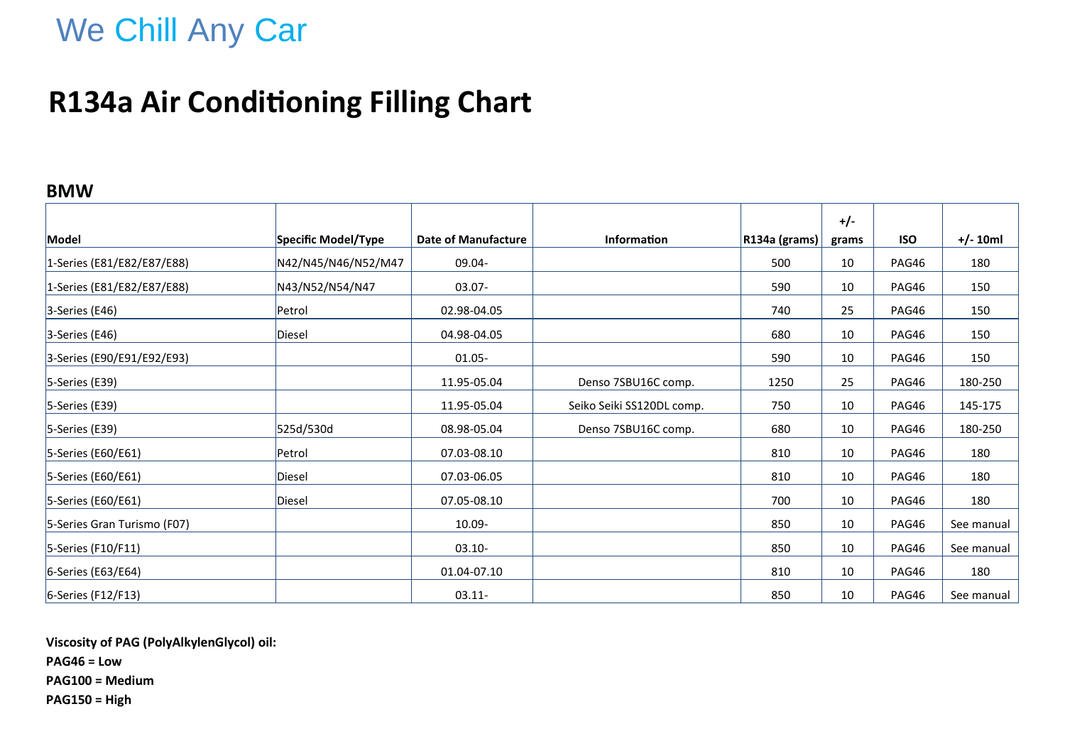We Chill Any Car

# R134a Air Conditioning Filling Chart

## BMW

| Model | Specific Model/Type | Date of Manufacture | Information | R134a (grams) | +/- grams | ISO | +/- 10ml |
|---|---|---|---|---|---|---|---|
| 1-Series (E81/E82/E87/E88) | N42/N45/N46/N52/M47 | 09.04- | | 500 | 10 | PAG46 | 180 |
| 1-Series (E81/E82/E87/E88) | N43/N52/N54/N47 | 03.07- | | 590 | 10 | PAG46 | 150 |
| 3-Series (E46) | Petrol | 02.98-04.05 | | 740 | 25 | PAG46 | 150 |
| 3-Series (E46) | Diesel | 04.98-04.05 | | 680 | 10 | PAG46 | 150 |
| 3-Series (E90/E91/E92/E93) | | 01.05- | | 590 | 10 | PAG46 | 150 |
| 5-Series (E39) | | 11.95-05.04 | Denso 7SBU16C comp. | 1250 | 25 | PAG46 | 180-250 |
| 5-Series (E39) | | 11.95-05.04 | Seiko Seiki SS120DL comp. | 750 | 10 | PAG46 | 145-175 |
| 5-Series (E39) | 525d/530d | 08.98-05.04 | Denso 7SBU16C comp. | 680 | 10 | PAG46 | 180-250 |
| 5-Series (E60/E61) | Petrol | 07.03-08.10 | | 810 | 10 | PAG46 | 180 |
| 5-Series (E60/E61) | Diesel | 07.03-06.05 | | 810 | 10 | PAG46 | 180 |
| 5-Series (E60/E61) | Diesel | 07.05-08.10 | | 700 | 10 | PAG46 | 180 |
| 5-Series Gran Turismo (F07) | | 10.09- | | 850 | 10 | PAG46 | See manual |
| 5-Series (F10/F11) | | 03.10- | | 850 | 10 | PAG46 | See manual |
| 6-Series (E63/E64) | | 01.04-07.10 | | 810 | 10 | PAG46 | 180 |
| 6-Series (F12/F13) | | 03.11- | | 850 | 10 | PAG46 | See manual |

**Viscosity of PAG (PolyAlkylenGlycol) oil:**
**PAG46 = Low**
**PAG100 = Medium**
**PAG150 = High**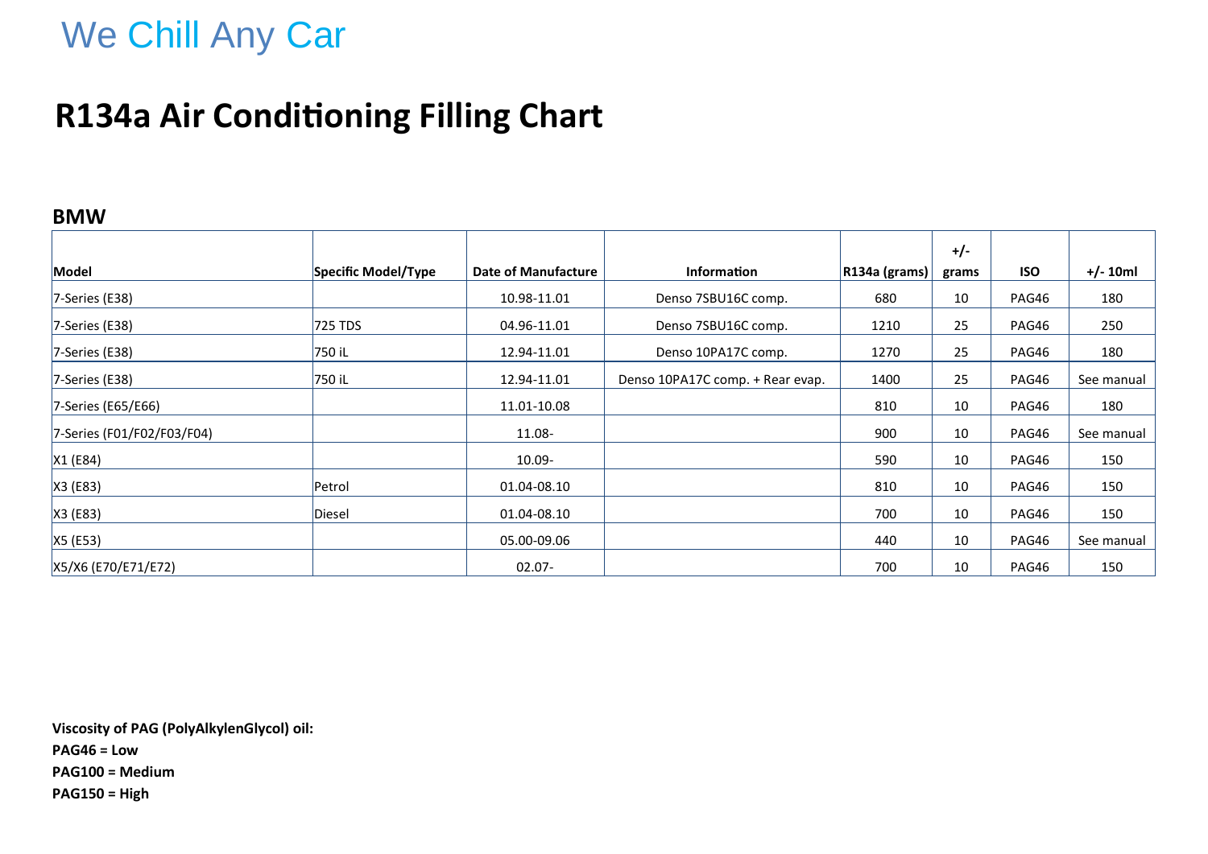We Chill Any Car

# R134a Air Conditioning Filling Chart

## BMW

| Model | Specific Model/Type | Date of Manufacture | Information | R134a (grams) | +/- grams | ISO | +/- 10ml |
|---|---|---|---|---|---|---|---|
| 7-Series (E38) | | 10.98-11.01 | Denso 7SBU16C comp. | 680 | 10 | PAG46 | 180 |
| 7-Series (E38) | 725 TDS | 04.96-11.01 | Denso 7SBU16C comp. | 1210 | 25 | PAG46 | 250 |
| 7-Series (E38) | 750 iL | 12.94-11.01 | Denso 10PA17C comp. | 1270 | 25 | PAG46 | 180 |
| 7-Series (E38) | 750 iL | 12.94-11.01 | Denso 10PA17C comp. + Rear evap. | 1400 | 25 | PAG46 | See manual |
| 7-Series (E65/E66) | | 11.01-10.08 | | 810 | 10 | PAG46 | 180 |
| 7-Series (F01/F02/F03/F04) | | 11.08- | | 900 | 10 | PAG46 | See manual |
| X1 (E84) | | 10.09- | | 590 | 10 | PAG46 | 150 |
| X3 (E83) | Petrol | 01.04-08.10 | | 810 | 10 | PAG46 | 150 |
| X3 (E83) | Diesel | 01.04-08.10 | | 700 | 10 | PAG46 | 150 |
| X5 (E53) | | 05.00-09.06 | | 440 | 10 | PAG46 | See manual |
| X5/X6 (E70/E71/E72) | | 02.07- | | 700 | 10 | PAG46 | 150 |

**Viscosity of PAG (PolyAlkylenGlycol) oil:**
**PAG46 = Low**
**PAG100 = Medium**
**PAG150 = High**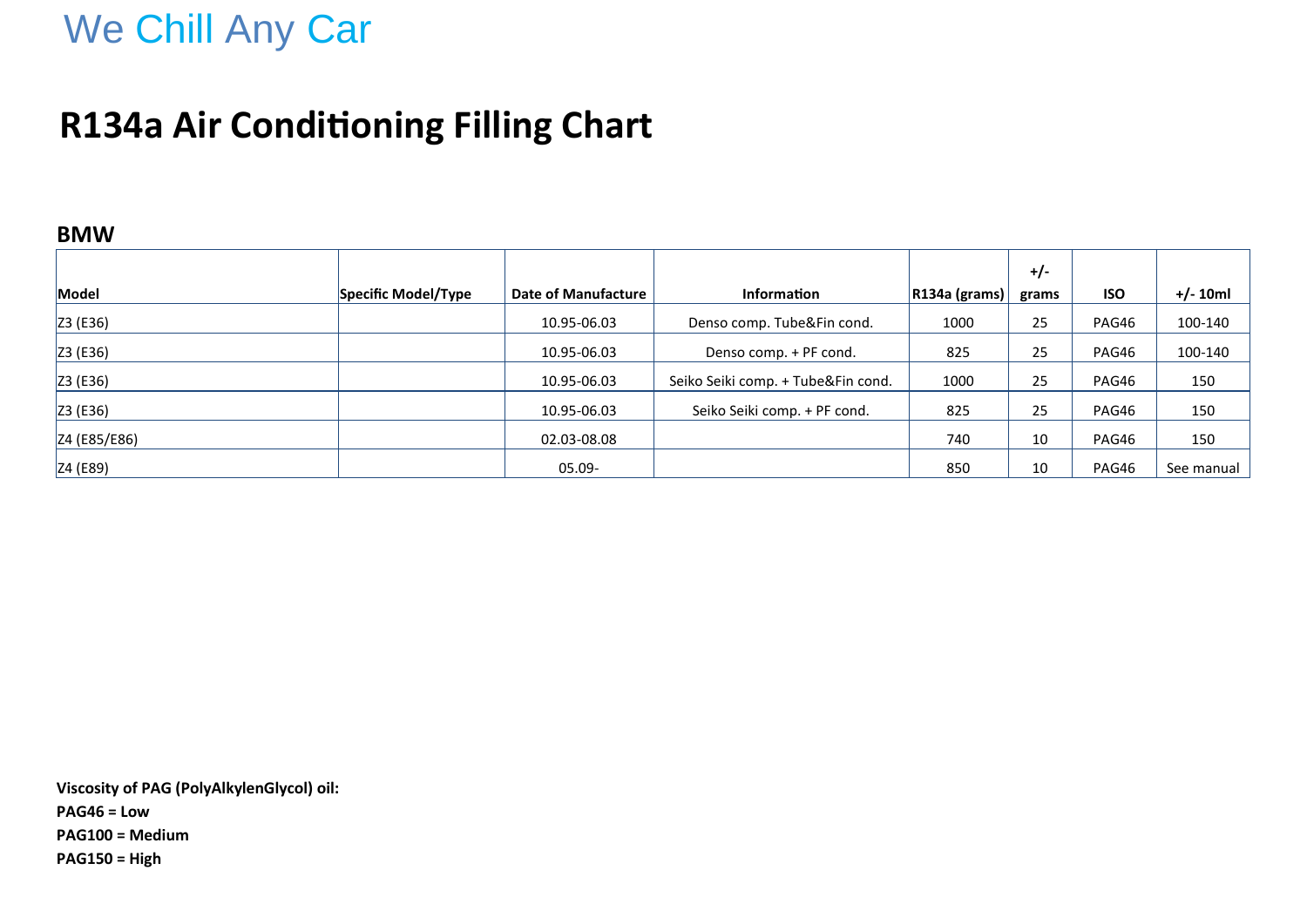We Chill Any Car

# R134a Air Conditioning Filling Chart

## BMW

| Model | Specific Model/Type | Date of Manufacture | Information | R134a (grams) | +/- grams | ISO | +/- 10ml |
|---|---|---|---|---|---|---|---|
| Z3 (E36) | | 10.95-06.03 | Denso comp. Tube&Fin cond. | 1000 | 25 | PAG46 | 100-140 |
| Z3 (E36) | | 10.95-06.03 | Denso comp. + PF cond. | 825 | 25 | PAG46 | 100-140 |
| Z3 (E36) | | 10.95-06.03 | Seiko Seiki comp. + Tube&Fin cond. | 1000 | 25 | PAG46 | 150 |
| Z3 (E36) | | 10.95-06.03 | Seiko Seiki comp. + PF cond. | 825 | 25 | PAG46 | 150 |
| Z4 (E85/E86) | | 02.03-08.08 | | 740 | 10 | PAG46 | 150 |
| Z4 (E89) | | 05.09- | | 850 | 10 | PAG46 | See manual |

**Viscosity of PAG (PolyAlkylenGlycol) oil:**

**PAG46 = Low**

**PAG100 = Medium**

**PAG150 = High**